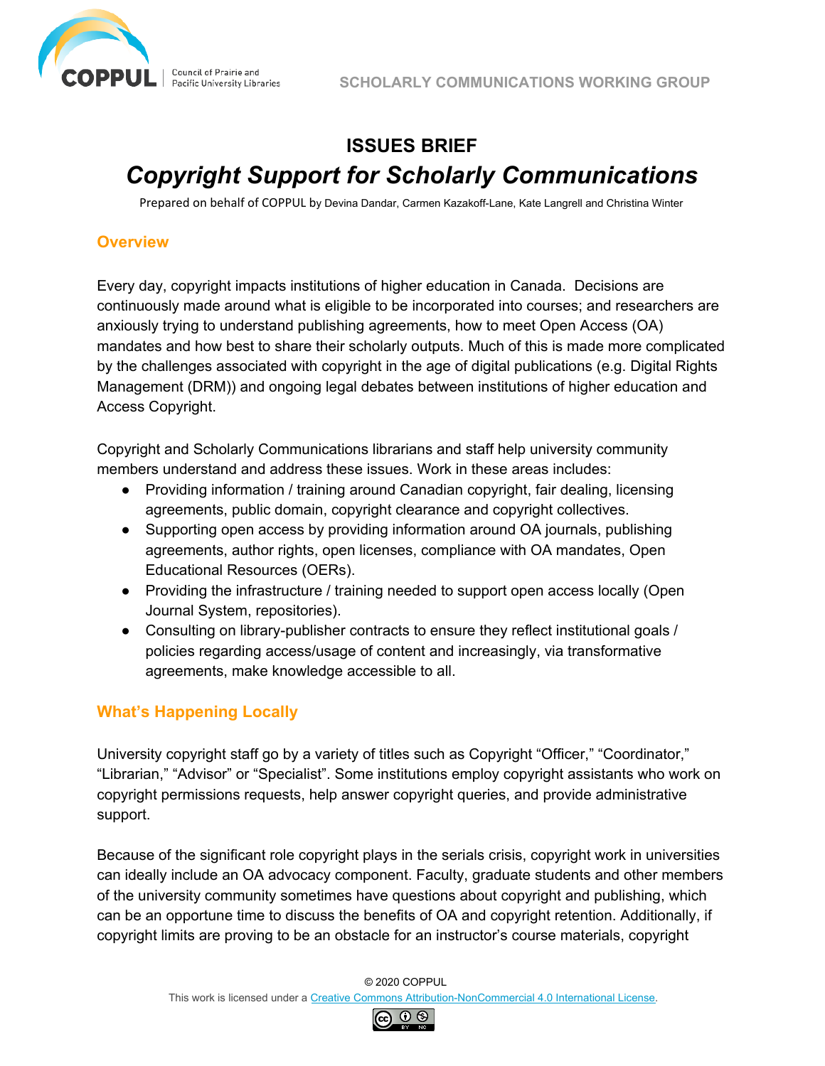COPPUL | Council of Prairie and Pacific University Libraries

SCHOLARLY COMMUNICATIONS WORKING GROUP

## ISSUES BRIEF

# *Copyright Support for Scholarly Communications*

Prepared on behalf of COPPUL by Devina Dandar, Carmen Kazakoff-Lane, Kate Langrell and Christina Winter

### Overview

Every day, copyright impacts institutions of higher education in Canada. Decisions are continuously made around what is eligible to be incorporated into courses; and researchers are anxiously trying to understand publishing agreements, how to meet Open Access (OA) mandates and how best to share their scholarly outputs. Much of this is made more complicated by the challenges associated with copyright in the age of digital publications (e.g. Digital Rights Management (DRM)) and ongoing legal debates between institutions of higher education and Access Copyright.

Copyright and Scholarly Communications librarians and staff help university community members understand and address these issues. Work in these areas includes:

- Providing information / training around Canadian copyright, fair dealing, licensing agreements, public domain, copyright clearance and copyright collectives.
- Supporting open access by providing information around OA journals, publishing agreements, author rights, open licenses, compliance with OA mandates, Open Educational Resources (OERs).
- Providing the infrastructure / training needed to support open access locally (Open Journal System, repositories).
- Consulting on library-publisher contracts to ensure they reflect institutional goals / policies regarding access/usage of content and increasingly, via transformative agreements, make knowledge accessible to all.

### What's Happening Locally

University copyright staff go by a variety of titles such as Copyright "Officer," "Coordinator," "Librarian," "Advisor" or "Specialist". Some institutions employ copyright assistants who work on copyright permissions requests, help answer copyright queries, and provide administrative support.

Because of the significant role copyright plays in the serials crisis, copyright work in universities can ideally include an OA advocacy component. Faculty, graduate students and other members of the university community sometimes have questions about copyright and publishing, which can be an opportune time to discuss the benefits of OA and copyright retention. Additionally, if copyright limits are proving to be an obstacle for an instructor's course materials, copyright

© 2020 COPPUL

This work is licensed under a Creative Commons Attribution-NonCommercial 4.0 International License.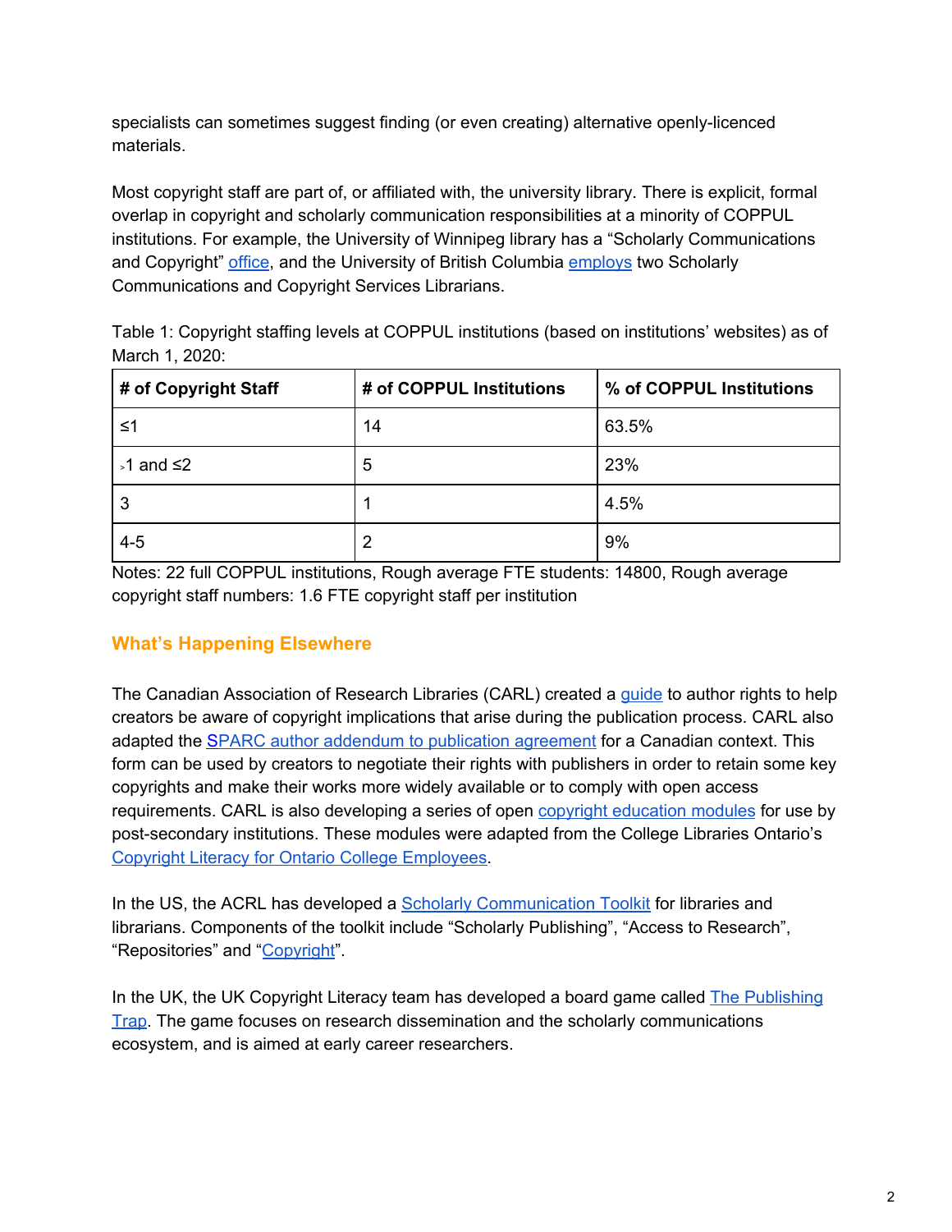specialists can sometimes suggest finding (or even creating) alternative openly-licenced materials.

Most copyright staff are part of, or affiliated with, the university library. There is explicit, formal overlap in copyright and scholarly communication responsibilities at a minority of COPPUL institutions. For example, the University of Winnipeg library has a "Scholarly Communications and Copyright" office, and the University of British Columbia employs two Scholarly Communications and Copyright Services Librarians.

Table 1: Copyright staffing levels at COPPUL institutions (based on institutions' websites) as of March 1, 2020:

| # of Copyright Staff | # of COPPUL Institutions | % of COPPUL Institutions |
|---|---|---|
| ≤1 | 14 | 63.5% |
| >1 and ≤2 | 5 | 23% |
| 3 | 1 | 4.5% |
| 4-5 | 2 | 9% |

Notes: 22 full COPPUL institutions, Rough average FTE students: 14800, Rough average copyright staff numbers: 1.6 FTE copyright staff per institution

## What's Happening Elsewhere

The Canadian Association of Research Libraries (CARL) created a guide to author rights to help creators be aware of copyright implications that arise during the publication process. CARL also adapted the SPARC author addendum to publication agreement for a Canadian context. This form can be used by creators to negotiate their rights with publishers in order to retain some key copyrights and make their works more widely available or to comply with open access requirements. CARL is also developing a series of open copyright education modules for use by post-secondary institutions. These modules were adapted from the College Libraries Ontario's Copyright Literacy for Ontario College Employees.

In the US, the ACRL has developed a Scholarly Communication Toolkit for libraries and librarians. Components of the toolkit include "Scholarly Publishing", "Access to Research", "Repositories" and "Copyright".

In the UK, the UK Copyright Literacy team has developed a board game called The Publishing Trap. The game focuses on research dissemination and the scholarly communications ecosystem, and is aimed at early career researchers.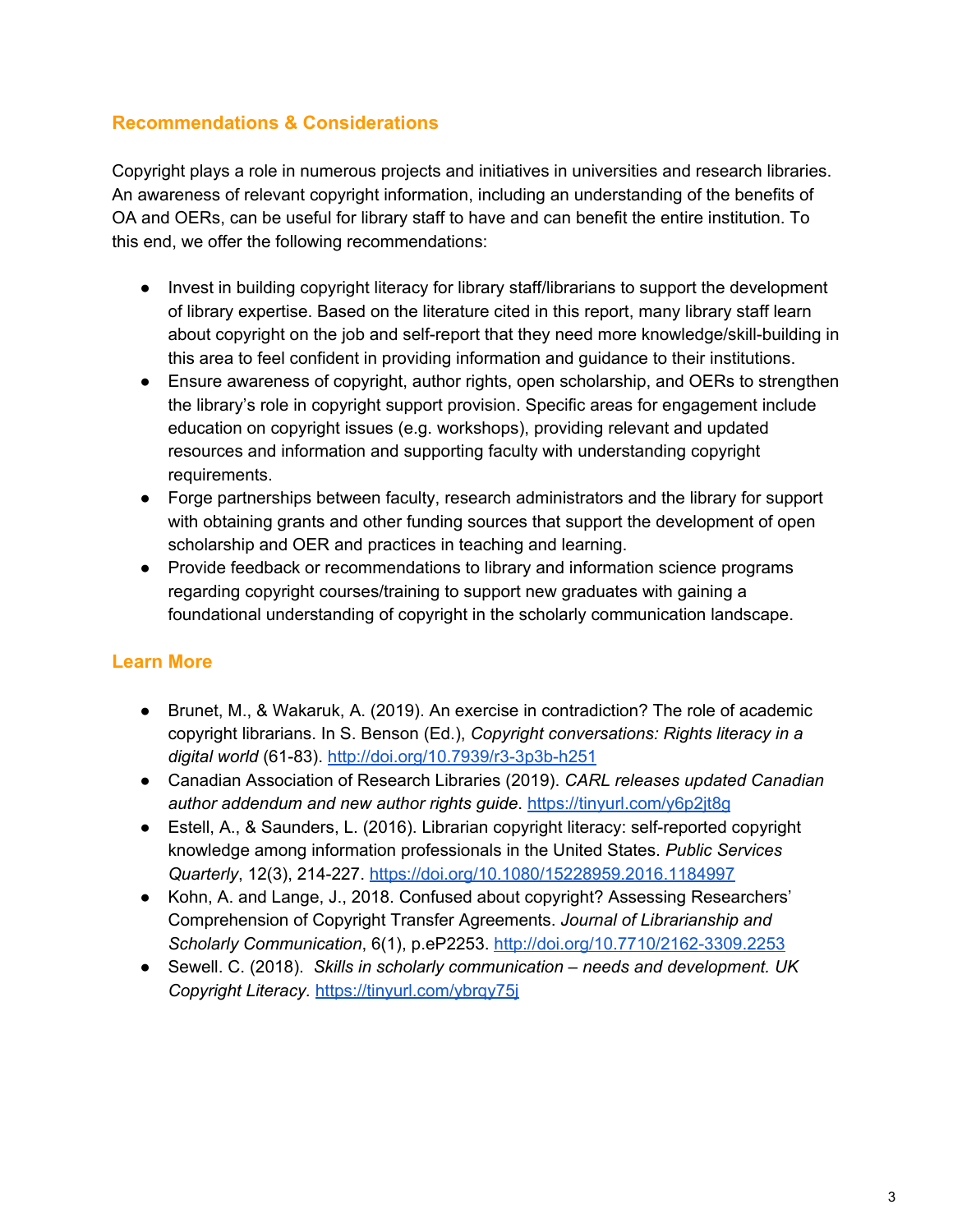## Recommendations & Considerations

Copyright plays a role in numerous projects and initiatives in universities and research libraries. An awareness of relevant copyright information, including an understanding of the benefits of OA and OERs, can be useful for library staff to have and can benefit the entire institution. To this end, we offer the following recommendations:

- Invest in building copyright literacy for library staff/librarians to support the development of library expertise. Based on the literature cited in this report, many library staff learn about copyright on the job and self-report that they need more knowledge/skill-building in this area to feel confident in providing information and guidance to their institutions.
- Ensure awareness of copyright, author rights, open scholarship, and OERs to strengthen the library's role in copyright support provision. Specific areas for engagement include education on copyright issues (e.g. workshops), providing relevant and updated resources and information and supporting faculty with understanding copyright requirements.
- Forge partnerships between faculty, research administrators and the library for support with obtaining grants and other funding sources that support the development of open scholarship and OER and practices in teaching and learning.
- Provide feedback or recommendations to library and information science programs regarding copyright courses/training to support new graduates with gaining a foundational understanding of copyright in the scholarly communication landscape.

## Learn More

- Brunet, M., & Wakaruk, A. (2019). An exercise in contradiction? The role of academic copyright librarians. In S. Benson (Ed.), *Copyright conversations: Rights literacy in a digital world* (61-83). http://doi.org/10.7939/r3-3p3b-h251
- Canadian Association of Research Libraries (2019). *CARL releases updated Canadian author addendum and new author rights guide*. https://tinyurl.com/y6p2jt8g
- Estell, A., & Saunders, L. (2016). Librarian copyright literacy: self-reported copyright knowledge among information professionals in the United States. *Public Services Quarterly*, 12(3), 214-227. https://doi.org/10.1080/15228959.2016.1184997
- Kohn, A. and Lange, J., 2018. Confused about copyright? Assessing Researchers' Comprehension of Copyright Transfer Agreements. *Journal of Librarianship and Scholarly Communication*, 6(1), p.eP2253. http://doi.org/10.7710/2162-3309.2253
- Sewell. C. (2018). *Skills in scholarly communication – needs and development. UK Copyright Literacy*. https://tinyurl.com/ybrqy75j